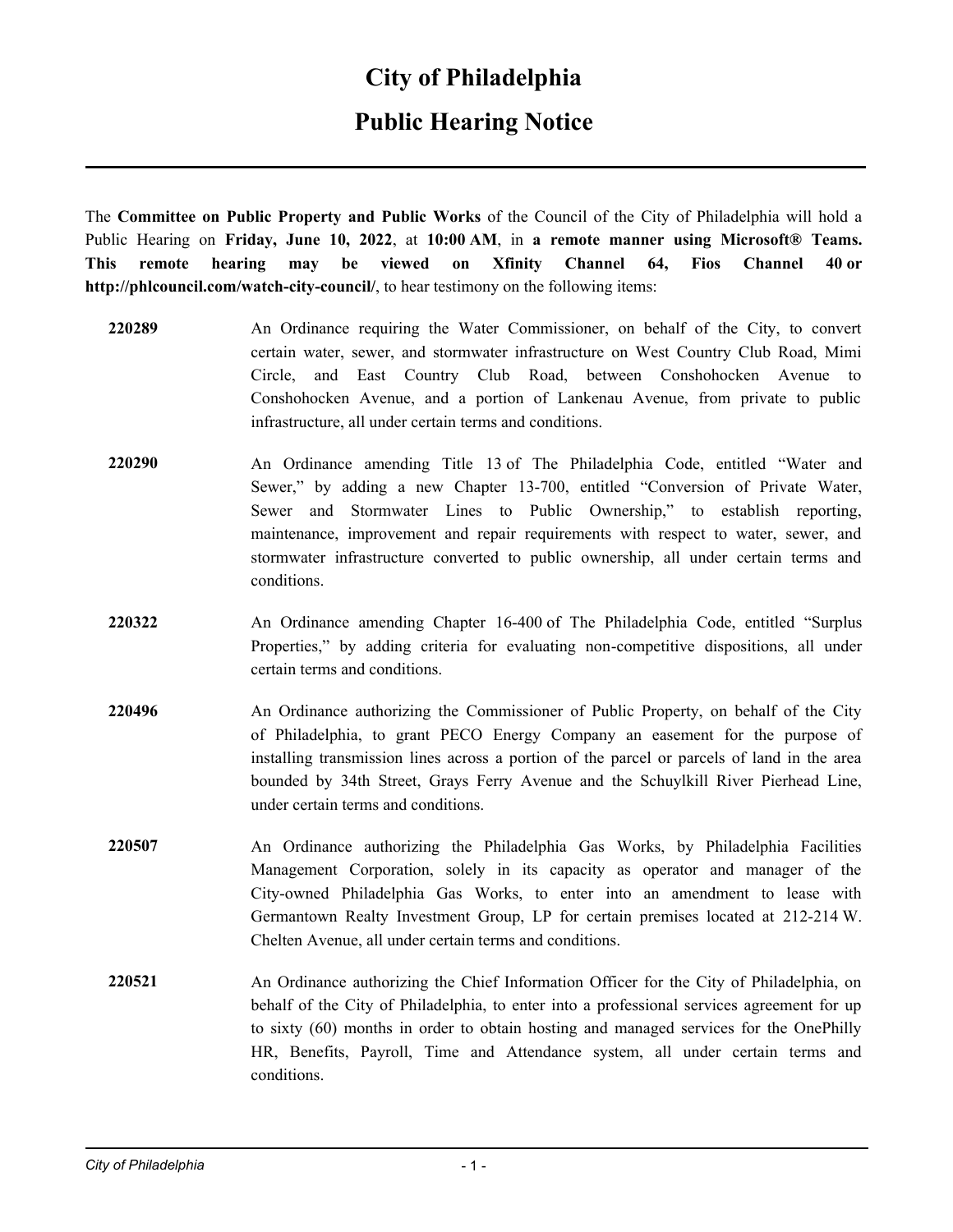# City of Philadelphia

## Public Hearing Notice

---

The **Committee on Public Property and Public Works** of the Council of the City of Philadelphia will hold a Public Hearing on **Friday, June 10, 2022**, at **10:00 AM**, in **a remote manner using Microsoft® Teams. This remote hearing may be viewed on Xfinity Channel 64, Fios Channel 40 or http://phlcouncil.com/watch-city-council/**, to hear testimony on the following items:

**220289** An Ordinance requiring the Water Commissioner, on behalf of the City, to convert certain water, sewer, and stormwater infrastructure on West Country Club Road, Mimi Circle, and East Country Club Road, between Conshohocken Avenue to Conshohocken Avenue, and a portion of Lankenau Avenue, from private to public infrastructure, all under certain terms and conditions.

**220290** An Ordinance amending Title 13 of The Philadelphia Code, entitled "Water and Sewer," by adding a new Chapter 13-700, entitled "Conversion of Private Water, Sewer and Stormwater Lines to Public Ownership," to establish reporting, maintenance, improvement and repair requirements with respect to water, sewer, and stormwater infrastructure converted to public ownership, all under certain terms and conditions.

**220322** An Ordinance amending Chapter 16-400 of The Philadelphia Code, entitled "Surplus Properties," by adding criteria for evaluating non-competitive dispositions, all under certain terms and conditions.

**220496** An Ordinance authorizing the Commissioner of Public Property, on behalf of the City of Philadelphia, to grant PECO Energy Company an easement for the purpose of installing transmission lines across a portion of the parcel or parcels of land in the area bounded by 34th Street, Grays Ferry Avenue and the Schuylkill River Pierhead Line, under certain terms and conditions.

**220507** An Ordinance authorizing the Philadelphia Gas Works, by Philadelphia Facilities Management Corporation, solely in its capacity as operator and manager of the City-owned Philadelphia Gas Works, to enter into an amendment to lease with Germantown Realty Investment Group, LP for certain premises located at 212-214 W. Chelten Avenue, all under certain terms and conditions.

**220521** An Ordinance authorizing the Chief Information Officer for the City of Philadelphia, on behalf of the City of Philadelphia, to enter into a professional services agreement for up to sixty (60) months in order to obtain hosting and managed services for the OnePhilly HR, Benefits, Payroll, Time and Attendance system, all under certain terms and conditions.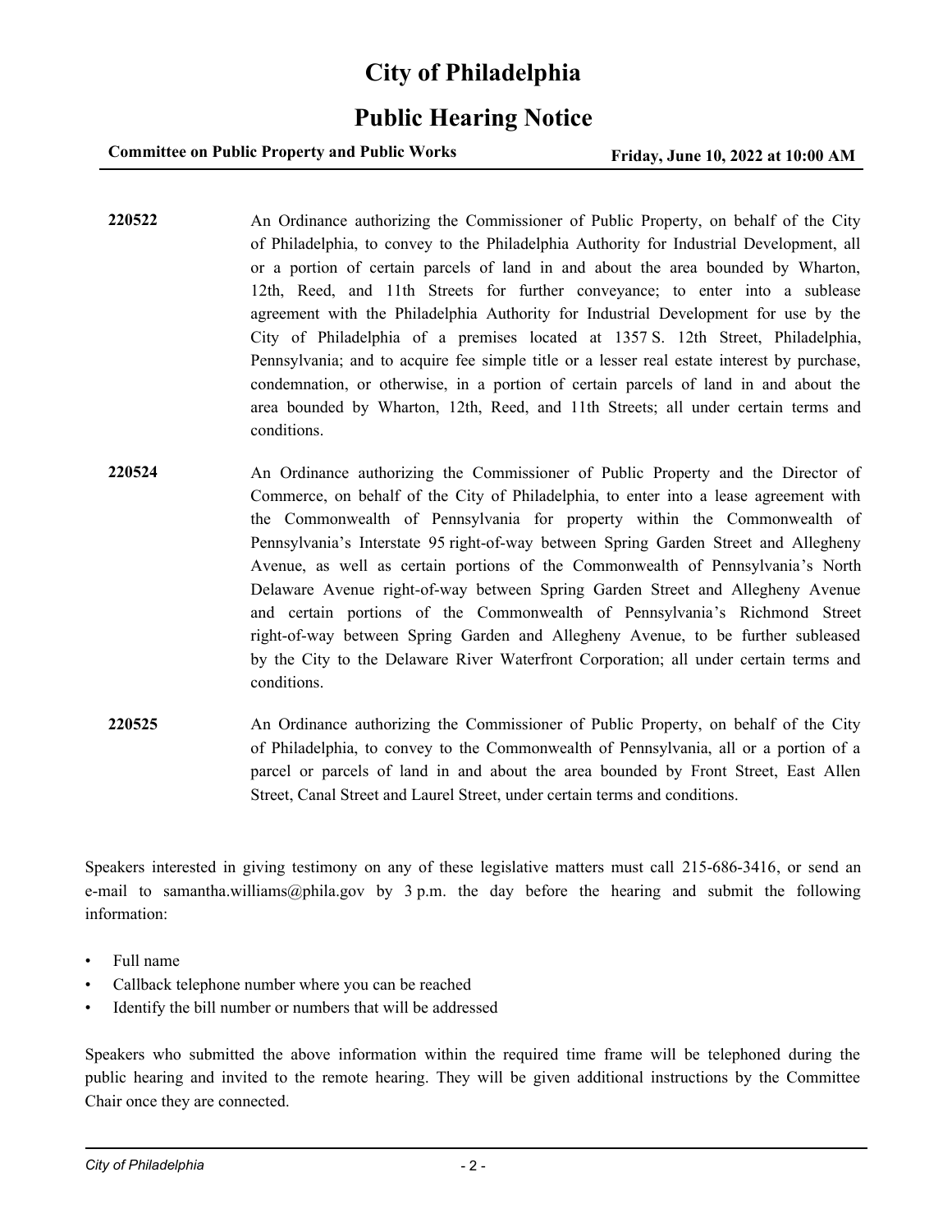# City of Philadelphia

## Public Hearing Notice

**Committee on Public Property and Public Works** **Friday, June 10, 2022 at 10:00 AM**

---

**220522** An Ordinance authorizing the Commissioner of Public Property, on behalf of the City of Philadelphia, to convey to the Philadelphia Authority for Industrial Development, all or a portion of certain parcels of land in and about the area bounded by Wharton, 12th, Reed, and 11th Streets for further conveyance; to enter into a sublease agreement with the Philadelphia Authority for Industrial Development for use by the City of Philadelphia of a premises located at 1357 S. 12th Street, Philadelphia, Pennsylvania; and to acquire fee simple title or a lesser real estate interest by purchase, condemnation, or otherwise, in a portion of certain parcels of land in and about the area bounded by Wharton, 12th, Reed, and 11th Streets; all under certain terms and conditions.

**220524** An Ordinance authorizing the Commissioner of Public Property and the Director of Commerce, on behalf of the City of Philadelphia, to enter into a lease agreement with the Commonwealth of Pennsylvania for property within the Commonwealth of Pennsylvania's Interstate 95 right-of-way between Spring Garden Street and Allegheny Avenue, as well as certain portions of the Commonwealth of Pennsylvania's North Delaware Avenue right-of-way between Spring Garden Street and Allegheny Avenue and certain portions of the Commonwealth of Pennsylvania's Richmond Street right-of-way between Spring Garden and Allegheny Avenue, to be further subleased by the City to the Delaware River Waterfront Corporation; all under certain terms and conditions.

**220525** An Ordinance authorizing the Commissioner of Public Property, on behalf of the City of Philadelphia, to convey to the Commonwealth of Pennsylvania, all or a portion of a parcel or parcels of land in and about the area bounded by Front Street, East Allen Street, Canal Street and Laurel Street, under certain terms and conditions.

Speakers interested in giving testimony on any of these legislative matters must call 215-686-3416, or send an e-mail to samantha.williams@phila.gov by 3 p.m. the day before the hearing and submit the following information:

- Full name
- Callback telephone number where you can be reached
- Identify the bill number or numbers that will be addressed

Speakers who submitted the above information within the required time frame will be telephoned during the public hearing and invited to the remote hearing. They will be given additional instructions by the Committee Chair once they are connected.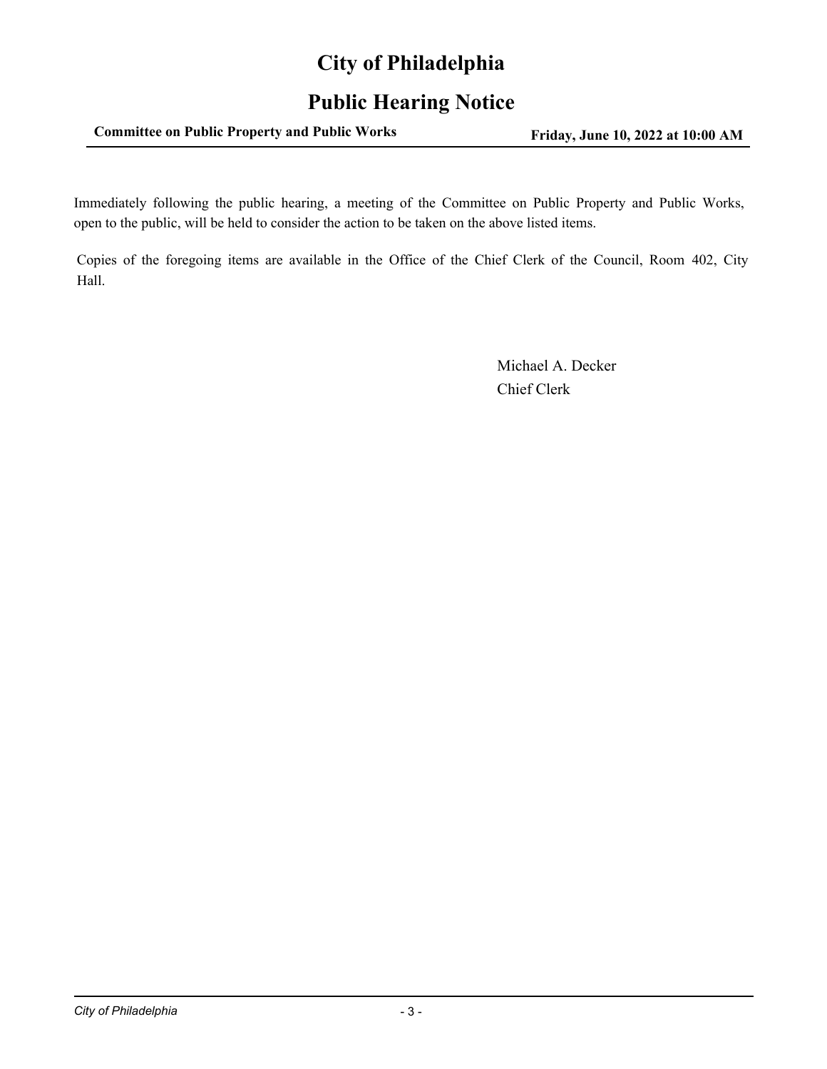# City of Philadelphia

## Public Hearing Notice

**Committee on Public Property and Public Works** **Friday, June 10, 2022 at 10:00 AM**

Immediately following the public hearing, a meeting of the Committee on Public Property and Public Works, open to the public, will be held to consider the action to be taken on the above listed items.

Copies of the foregoing items are available in the Office of the Chief Clerk of the Council, Room 402, City Hall.

Michael A. Decker
Chief Clerk